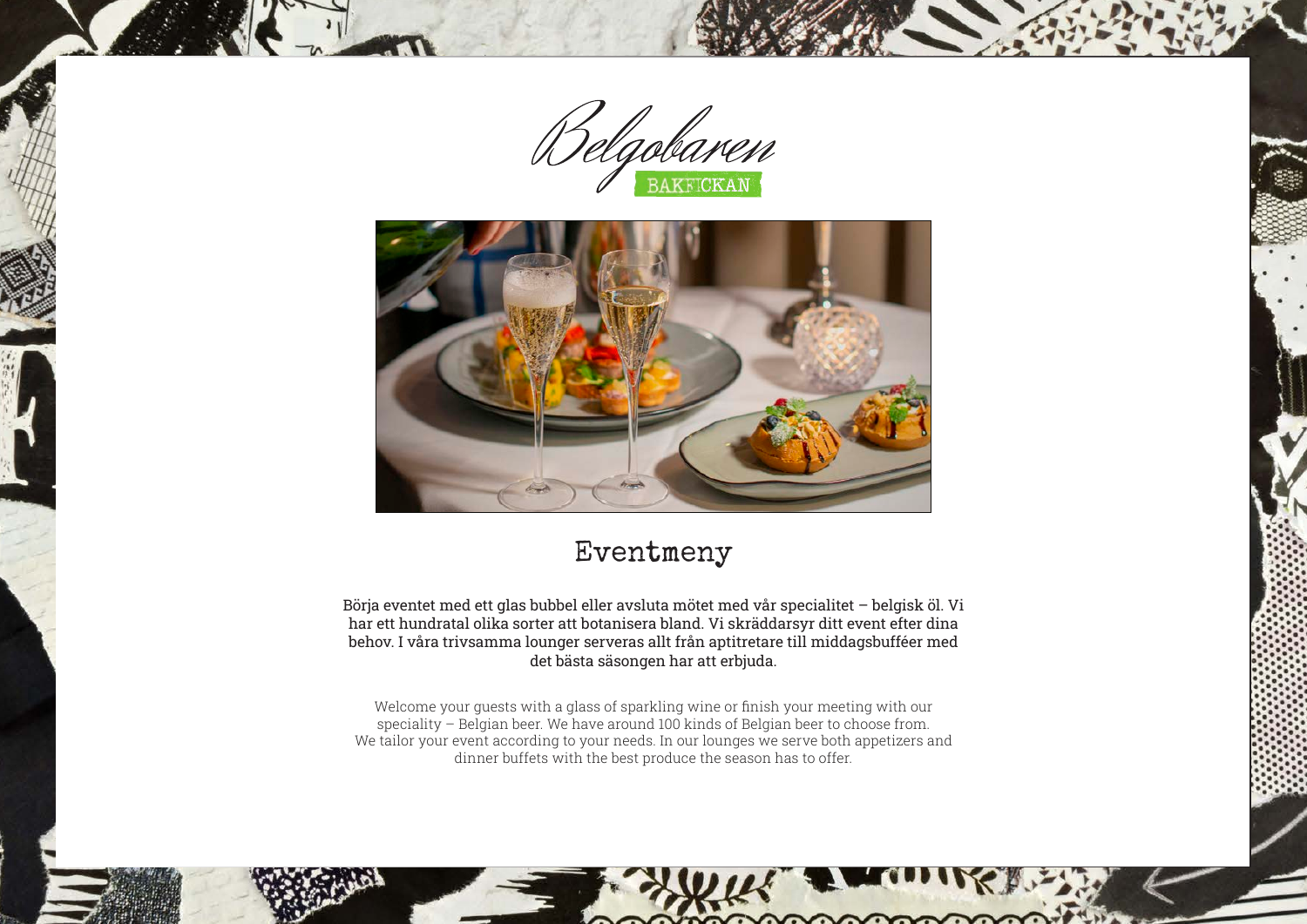Belgobaren

BAKFICKAN

# Eventmeny

Börja eventet med ett glas bubbel eller avsluta mötet med vår specialitet – belgisk öl. Vi har ett hundratal olika sorter att botanisera bland. Vi skräddarsyr ditt event efter dina behov. I våra trivsamma lounger serveras allt från aptitretare till middagsbufféer med det bästa säsongen har att erbjuda.

Welcome your guests with a glass of sparkling wine or finish your meeting with our speciality – Belgian beer. We have around 100 kinds of Belgian beer to choose from. We tailor your event according to your needs. In our lounges we serve both appetizers and dinner buffets with the best produce the season has to offer.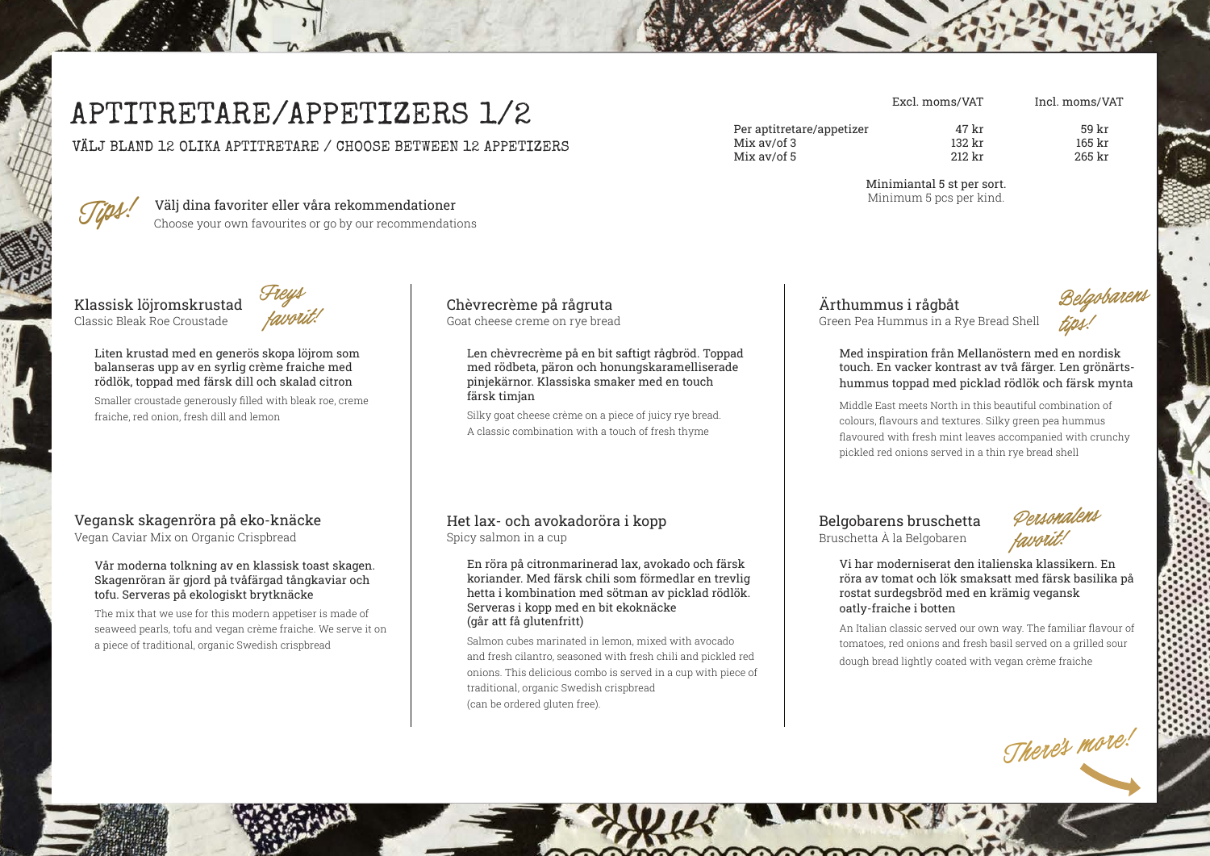# APTITRETARE/APPETIZERS 1/2

VÄLJ BLAND 12 OLIKA APTITRETARE / CHOOSE BETWEEN 12 APPETIZERS

| | Excl. moms/VAT | Incl. moms/VAT |
|---|---|---|
| Per aptitretare/appetizer | 47 kr | 59 kr |
| Mix av/of 3 | 132 kr | 165 kr |
| Mix av/of 5 | 212 kr | 265 kr |

Minimiantal 5 st per sort.
Minimum 5 pcs per kind.

*Tips!* Välj dina favoriter eller våra rekommendationer
Choose your own favourites or go by our recommendations

### Klassisk löjromskrustad

Classic Bleak Roe Croustade

*Freys favorit!*

Liten krustad med en generös skopa löjrom som balanseras upp av en syrlig crème fraiche med rödlök, toppad med färsk dill och skalad citron

Smaller croustade generously filled with bleak roe, creme fraiche, red onion, fresh dill and lemon

### Vegansk skagenröra på eko-knäcke

Vegan Caviar Mix on Organic Crispbread

Vår moderna tolkning av en klassisk toast skagen. Skagenröran är gjord på tvåfärgad tångkaviar och tofu. Serveras på ekologiskt brytknäcke

The mix that we use for this modern appetiser is made of seaweed pearls, tofu and vegan crème fraiche. We serve it on a piece of traditional, organic Swedish crispbread

### Chèvrecrème på rågruta

Goat cheese creme on rye bread

Len chèvrecrème på en bit saftigt rågbröd. Toppad med rödbeta, päron och honungskaramelliserade pinjekärnor. Klassiska smaker med en touch färsk timjan

Silky goat cheese crème on a piece of juicy rye bread. A classic combination with a touch of fresh thyme

### Het lax- och avokadoröra i kopp

Spicy salmon in a cup

En röra på citronmarinerad lax, avokado och färsk koriander. Med färsk chili som förmedlar en trevlig hetta i kombination med sötman av picklad rödlök. Serveras i kopp med en bit ekoknäcke (går att få glutenfritt)

Salmon cubes marinated in lemon, mixed with avocado and fresh cilantro, seasoned with fresh chili and pickled red onions. This delicious combo is served in a cup with piece of traditional, organic Swedish crispbread (can be ordered gluten free).

### Ärthummus i rågbåt

Green Pea Hummus in a Rye Bread Shell

*Belgobarens tips!*

Med inspiration från Mellanöstern med en nordisk touch. En vacker kontrast av två färger. Len grönärts-hummus toppad med picklad rödlök och färsk mynta

Middle East meets North in this beautiful combination of colours, flavours and textures. Silky green pea hummus flavoured with fresh mint leaves accompanied with crunchy pickled red onions served in a thin rye bread shell

### Belgobarens bruschetta

Bruschetta À la Belgobaren

*Personalens favorit!*

Vi har moderniserat den italienska klassikern. En röra av tomat och lök smaksatt med färsk basilika på rostat surdegsbröd med en krämig vegansk oatly-fraiche i botten

An Italian classic served our own way. The familiar flavour of tomatoes, red onions and fresh basil served on a grilled sour dough bread lightly coated with vegan crème fraiche

*There's more!*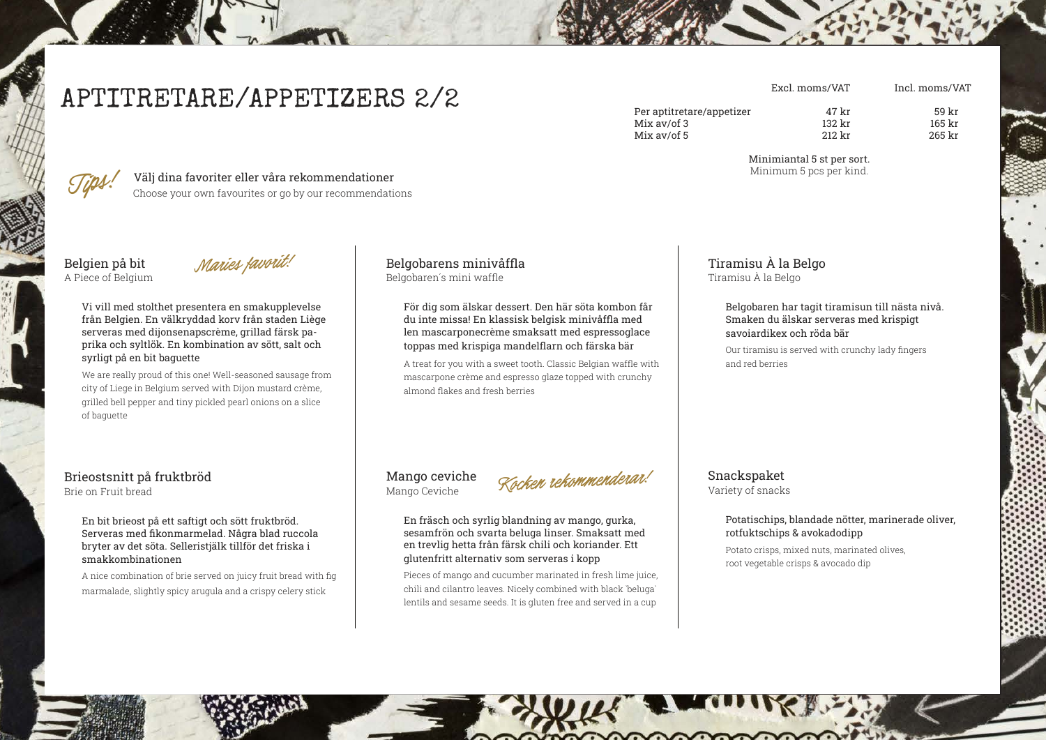# APTITRETARE/APPETIZERS 2/2

| | Excl. moms/VAT | Incl. moms/VAT |
|---|---|---|
| Per aptitretare/appetizer | 47 kr | 59 kr |
| Mix av/of 3 | 132 kr | 165 kr |
| Mix av/of 5 | 212 kr | 265 kr |

Minimiantal 5 st per sort.
Minimum 5 pcs per kind.

*Tips!* Välj dina favoriter eller våra rekommendationer
Choose your own favourites or go by our recommendations

## Belgien på bit
A Piece of Belgium

*Maries favorit!*

Vi vill med stolthet presentera en smakupplevelse från Belgien. En välkryddad korv från staden Liège serveras med dijonsenapscrème, grillad färsk paprika och syltlök. En kombination av sött, salt och syrligt på en bit baguette

We are really proud of this one! Well-seasoned sausage from city of Liege in Belgium served with Dijon mustard crème, grilled bell pepper and tiny pickled pearl onions on a slice of baguette

## Brieostsnitt på fruktbröd
Brie on Fruit bread

En bit brieost på ett saftigt och sött fruktbröd. Serveras med fikonmarmelad. Några blad ruccola bryter av det söta. Selleristjälk tillför det friska i smakkombinationen

A nice combination of brie served on juicy fruit bread with fig marmalade, slightly spicy arugula and a crispy celery stick

## Belgobarens minivåffla
Belgobaren´s mini waffle

För dig som älskar dessert. Den här söta kombon får du inte missa! En klassisk belgisk minivåffla med len mascarponecrème smaksatt med espressoglace toppas med krispiga mandelflarn och färska bär

A treat for you with a sweet tooth. Classic Belgian waffle with mascarpone crème and espresso glaze topped with crunchy almond flakes and fresh berries

## Mango ceviche
Mango Ceviche

*Kocken rekommenderar!*

En fräsch och syrlig blandning av mango, gurka, sesamfrön och svarta beluga linser. Smaksatt med en trevlig hetta från färsk chili och koriander. Ett glutenfritt alternativ som serveras i kopp

Pieces of mango and cucumber marinated in fresh lime juice, chili and cilantro leaves. Nicely combined with black ´beluga´ lentils and sesame seeds. It is gluten free and served in a cup

## Tiramisu À la Belgo
Tiramisu À la Belgo

Belgobaren har tagit tiramisun till nästa nivå. Smaken du älskar serveras med krispigt savoiardikex och röda bär

Our tiramisu is served with crunchy lady fingers and red berries

## Snackspaket
Variety of snacks

Potatischips, blandade nötter, marinerade oliver, rotfuktschips & avokadodipp

Potato crisps, mixed nuts, marinated olives, root vegetable crisps & avocado dip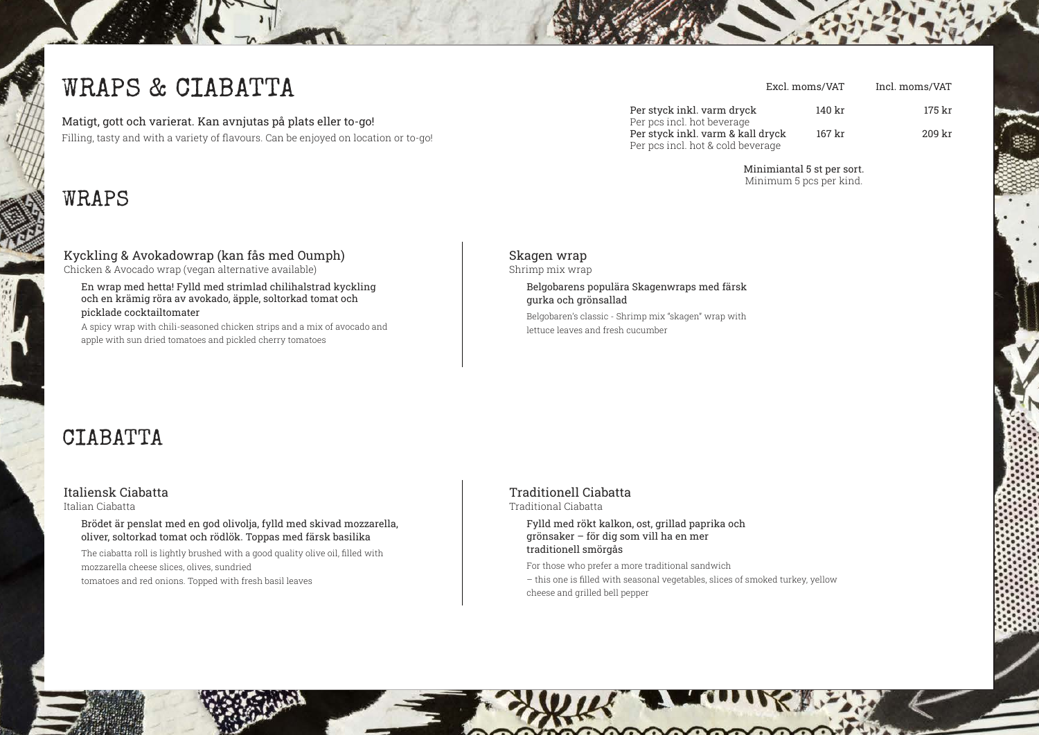# WRAPS & CIABATTA

Matigt, gott och varierat. Kan avnjutas på plats eller to-go!

Filling, tasty and with a variety of flavours. Can be enjoyed on location or to-go!

| | Excl. moms/VAT | Incl. moms/VAT |
|---|---|---|
| Per styck inkl. varm dryck<br>Per pcs incl. hot beverage | 140 kr | 175 kr |
| Per styck inkl. varm & kall dryck<br>Per pcs incl. hot & cold beverage | 167 kr | 209 kr |

Minimiantal 5 st per sort.
Minimum 5 pcs per kind.

## WRAPS

### Kyckling & Avokadowrap (kan fås med Oumph)

Chicken & Avocado wrap (vegan alternative available)

En wrap med hetta! Fylld med strimlad chilihalstrad kyckling och en krämig röra av avokado, äpple, soltorkad tomat och picklade cocktailtomater

A spicy wrap with chili-seasoned chicken strips and a mix of avocado and apple with sun dried tomatoes and pickled cherry tomatoes

### Skagen wrap

Shrimp mix wrap

Belgobarens populära Skagenwraps med färsk gurka och grönsallad

Belgobaren's classic - Shrimp mix "skagen" wrap with lettuce leaves and fresh cucumber

## CIABATTA

### Italiensk Ciabatta

Italian Ciabatta

Brödet är penslat med en god olivolja, fylld med skivad mozzarella, oliver, soltorkad tomat och rödlök. Toppas med färsk basilika

The ciabatta roll is lightly brushed with a good quality olive oil, filled with mozzarella cheese slices, olives, sundried tomatoes and red onions. Topped with fresh basil leaves

### Traditionell Ciabatta

Traditional Ciabatta

Fylld med rökt kalkon, ost, grillad paprika och grönsaker – för dig som vill ha en mer traditionell smörgås

For those who prefer a more traditional sandwich – this one is filled with seasonal vegetables, slices of smoked turkey, yellow cheese and grilled bell pepper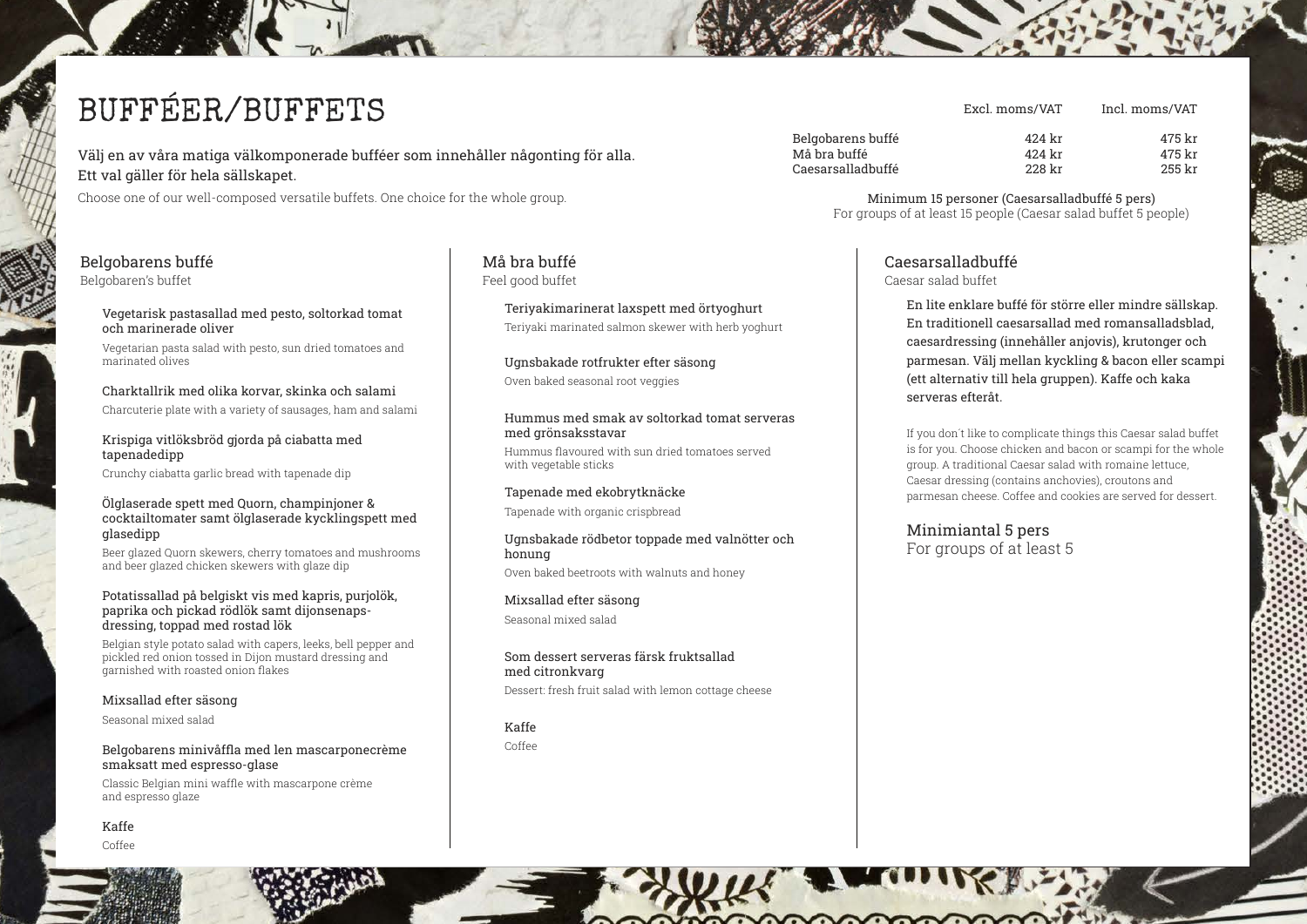# BUFFÉER/BUFFETS

Välj en av våra matiga välkomponerade bufféer som innehåller någonting för alla.
Ett val gäller för hela sällskapet.

Choose one of our well-composed versatile buffets. One choice for the whole group.

| | Excl. moms/VAT | Incl. moms/VAT |
|---|---|---|
| Belgobarens buffé | 424 kr | 475 kr |
| Må bra buffé | 424 kr | 475 kr |
| Caesarsalladbuffé | 228 kr | 255 kr |

Minimum 15 personer (Caesarsalladbuffé 5 pers)
For groups of at least 15 people (Caesar salad buffet 5 people)

## Belgobarens buffé

Belgobaren's buffet

Vegetarisk pastasallad med pesto, soltorkad tomat och marinerade oliver

Vegetarian pasta salad with pesto, sun dried tomatoes and marinated olives

Charktallrik med olika korvar, skinka och salami

Charcuterie plate with a variety of sausages, ham and salami

Krispiga vitlöksbröd gjorda på ciabatta med tapenadedipp

Crunchy ciabatta garlic bread with tapenade dip

Ölglaserade spett med Quorn, champinjoner & cocktailtomater samt ölglaserade kycklingspett med glasedipp

Beer glazed Quorn skewers, cherry tomatoes and mushrooms and beer glazed chicken skewers with glaze dip

Potatissallad på belgiskt vis med kapris, purjolök, paprika och pickad rödlök samt dijonsenaps-dressing, toppad med rostad lök

Belgian style potato salad with capers, leeks, bell pepper and pickled red onion tossed in Dijon mustard dressing and garnished with roasted onion flakes

Mixsallad efter säsong

Seasonal mixed salad

Belgobarens minivåffla med len mascarponecrème smaksatt med espresso-glase

Classic Belgian mini waffle with mascarpone crème and espresso glaze

Kaffe

Coffee

## Må bra buffé

Feel good buffet

Teriyakimarinerat laxspett med örtyoghurt

Teriyaki marinated salmon skewer with herb yoghurt

Ugnsbakade rotfrukter efter säsong

Oven baked seasonal root veggies

Hummus med smak av soltorkad tomat serveras med grönsaksstavar

Hummus flavoured with sun dried tomatoes served with vegetable sticks

Tapenade med ekobrytknäcke

Tapenade with organic crispbread

Ugnsbakade rödbetor toppade med valnötter och honung

Oven baked beetroots with walnuts and honey

Mixsallad efter säsong

Seasonal mixed salad

Som dessert serveras färsk fruktsallad med citronkvarg

Dessert: fresh fruit salad with lemon cottage cheese

Kaffe

Coffee

## Caesarsalladbuffé

Caesar salad buffet

En lite enklare buffé för större eller mindre sällskap. En traditionell caesarsallad med romansalladsblad, caesardressing (innehåller anjovis), krutonger och parmesan. Välj mellan kyckling & bacon eller scampi (ett alternativ till hela gruppen). Kaffe och kaka serveras efteråt.

If you don´t like to complicate things this Caesar salad buffet is for you. Choose chicken and bacon or scampi for the whole group. A traditional Caesar salad with romaine lettuce, Caesar dressing (contains anchovies), croutons and parmesan cheese. Coffee and cookies are served for dessert.

Minimiantal 5 pers
For groups of at least 5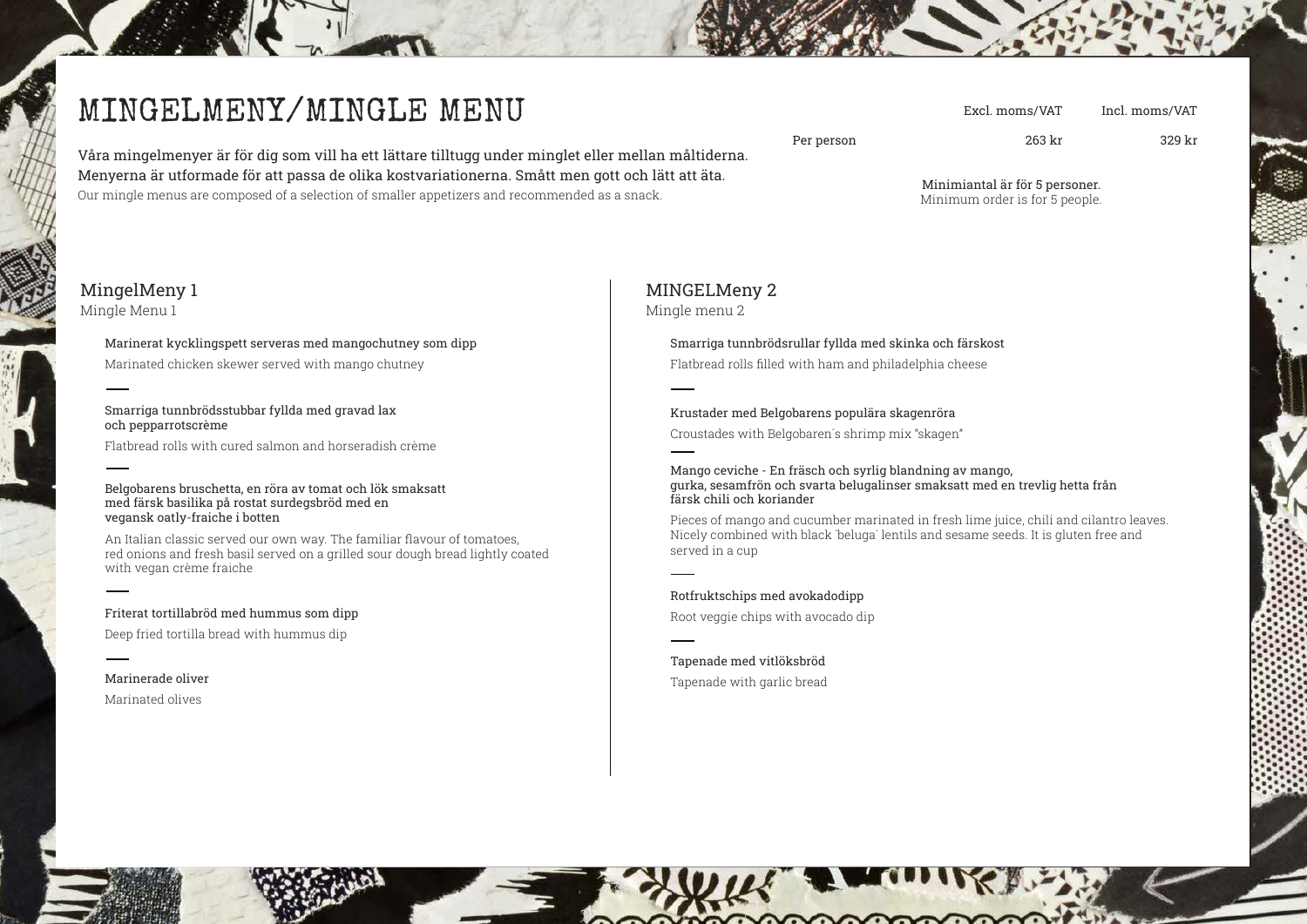# MINGELMENY/MINGLE MENU

Våra mingelmenyer är för dig som vill ha ett lättare tilltugg under minglet eller mellan måltiderna. Menyerna är utformade för att passa de olika kostvariationerna. Smått men gott och lätt att äta.
Our mingle menus are composed of a selection of smaller appetizers and recommended as a snack.

| | Excl. moms/VAT | Incl. moms/VAT |
|---|---|---|
| Per person | 263 kr | 329 kr |

Minimiantal är för 5 personer.
Minimum order is for 5 people.

## MingelMeny 1
Mingle Menu 1

Marinerat kycklingspett serveras med mangochutney som dipp
Marinated chicken skewer served with mango chutney

---

Smarriga tunnbrödsstubbar fyllda med gravad lax och pepparrotscrème
Flatbread rolls with cured salmon and horseradish crème

---

Belgobarens bruschetta, en röra av tomat och lök smaksatt med färsk basilika på rostat surdegsbröd med en vegansk oatly-fraiche i botten
An Italian classic served our own way. The familiar flavour of tomatoes, red onions and fresh basil served on a grilled sour dough bread lightly coated with vegan crème fraiche

---

Friterat tortillabröd med hummus som dipp
Deep fried tortilla bread with hummus dip

---

Marinerade oliver
Marinated olives

## MINGELMeny 2
Mingle menu 2

Smarriga tunnbrödsrullar fyllda med skinka och färskost
Flatbread rolls filled with ham and philadelphia cheese

---

Krustader med Belgobarens populära skagenröra
Croustades with Belgobaren´s shrimp mix "skagen"

---

Mango ceviche - En fräsch och syrlig blandning av mango, gurka, sesamfrön och svarta belugalinser smaksatt med en trevlig hetta från färsk chili och koriander
Pieces of mango and cucumber marinated in fresh lime juice, chili and cilantro leaves. Nicely combined with black `beluga` lentils and sesame seeds. It is gluten free and served in a cup

---

Rotfruktschips med avokadodipp
Root veggie chips with avocado dip

---

Tapenade med vitlöksbröd
Tapenade with garlic bread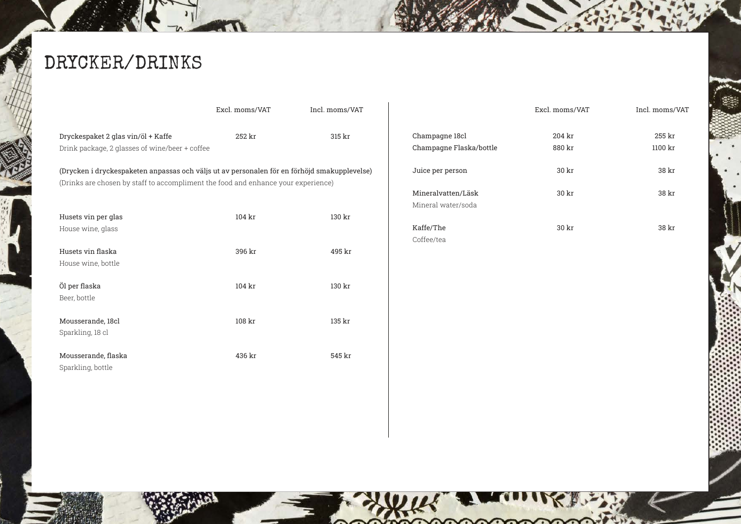# DRYCKER/DRINKS

| | Excl. moms/VAT | Incl. moms/VAT |
|---|---|---|
| Dryckespaket 2 glas vin/öl + Kaffe<br>Drink package, 2 glasses of wine/beer + coffee | 252 kr | 315 kr |

(Drycken i dryckespaketen anpassas och väljs ut av personalen för en förhöjd smakupplevelse)
(Drinks are chosen by staff to accompliment the food and enhance your experience)

| | Excl. moms/VAT | Incl. moms/VAT |
|---|---|---|
| Husets vin per glas<br>House wine, glass | 104 kr | 130 kr |
| Husets vin flaska<br>House wine, bottle | 396 kr | 495 kr |
| Öl per flaska<br>Beer, bottle | 104 kr | 130 kr |
| Mousserande, 18cl<br>Sparkling, 18 cl | 108 kr | 135 kr |
| Mousserande, flaska<br>Sparkling, bottle | 436 kr | 545 kr |

| | Excl. moms/VAT | Incl. moms/VAT |
|---|---|---|
| Champagne 18cl | 204 kr | 255 kr |
| Champagne Flaska/bottle | 880 kr | 1100 kr |
| Juice per person | 30 kr | 38 kr |
| Mineralvatten/Läsk<br>Mineral water/soda | 30 kr | 38 kr |
| Kaffe/The<br>Coffee/tea | 30 kr | 38 kr |